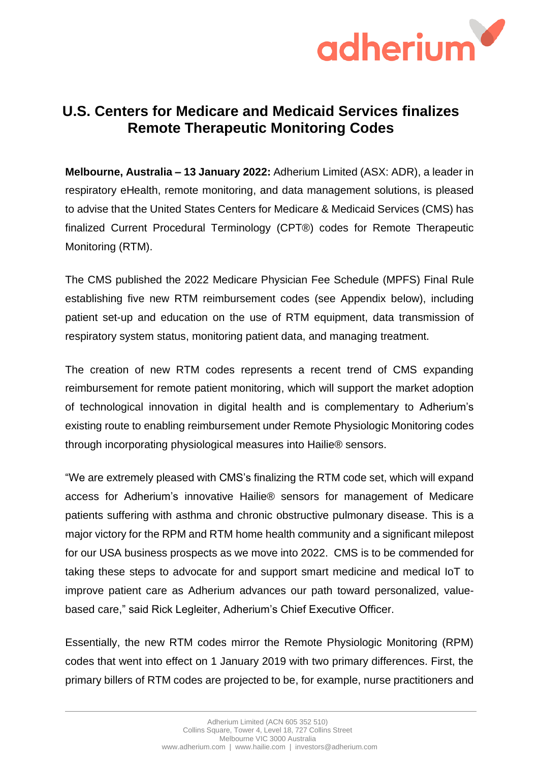# U.S. Centers for Medicare and Medicaid Services finalizes Remote Therapeutic Monitoring Codes

**Melbourne, Australia – 13 January 2022:** Adherium Limited (ASX: ADR), a leader in respiratory eHealth, remote monitoring, and data management solutions, is pleased to advise that the United States Centers for Medicare & Medicaid Services (CMS) has finalized Current Procedural Terminology (CPT®) codes for Remote Therapeutic Monitoring (RTM).

The CMS published the 2022 Medicare Physician Fee Schedule (MPFS) Final Rule establishing five new RTM reimbursement codes (see Appendix below), including patient set-up and education on the use of RTM equipment, data transmission of respiratory system status, monitoring patient data, and managing treatment.

The creation of new RTM codes represents a recent trend of CMS expanding reimbursement for remote patient monitoring, which will support the market adoption of technological innovation in digital health and is complementary to Adherium's existing route to enabling reimbursement under Remote Physiologic Monitoring codes through incorporating physiological measures into Hailie® sensors.

"We are extremely pleased with CMS's finalizing the RTM code set, which will expand access for Adherium's innovative Hailie® sensors for management of Medicare patients suffering with asthma and chronic obstructive pulmonary disease. This is a major victory for the RPM and RTM home health community and a significant milepost for our USA business prospects as we move into 2022. CMS is to be commended for taking these steps to advocate for and support smart medicine and medical IoT to improve patient care as Adherium advances our path toward personalized, value-based care," said Rick Legleiter, Adherium's Chief Executive Officer.

Essentially, the new RTM codes mirror the Remote Physiologic Monitoring (RPM) codes that went into effect on 1 January 2019 with two primary differences. First, the primary billers of RTM codes are projected to be, for example, nurse practitioners and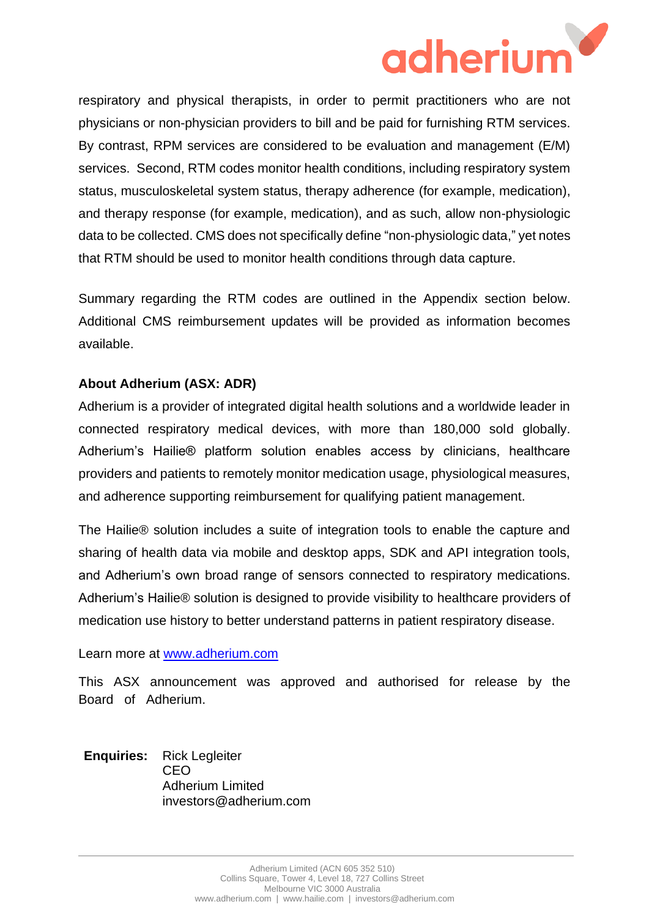respiratory and physical therapists, in order to permit practitioners who are not physicians or non-physician providers to bill and be paid for furnishing RTM services. By contrast, RPM services are considered to be evaluation and management (E/M) services. Second, RTM codes monitor health conditions, including respiratory system status, musculoskeletal system status, therapy adherence (for example, medication), and therapy response (for example, medication), and as such, allow non-physiologic data to be collected. CMS does not specifically define "non-physiologic data," yet notes that RTM should be used to monitor health conditions through data capture.

Summary regarding the RTM codes are outlined in the Appendix section below. Additional CMS reimbursement updates will be provided as information becomes available.

**About Adherium (ASX: ADR)**

Adherium is a provider of integrated digital health solutions and a worldwide leader in connected respiratory medical devices, with more than 180,000 sold globally. Adherium's Hailie® platform solution enables access by clinicians, healthcare providers and patients to remotely monitor medication usage, physiological measures, and adherence supporting reimbursement for qualifying patient management.

The Hailie® solution includes a suite of integration tools to enable the capture and sharing of health data via mobile and desktop apps, SDK and API integration tools, and Adherium's own broad range of sensors connected to respiratory medications. Adherium's Hailie® solution is designed to provide visibility to healthcare providers of medication use history to better understand patterns in patient respiratory disease.

Learn more at [www.adherium.com](http://www.adherium.com)

This ASX announcement was approved and authorised for release by the Board of Adherium.

**Enquiries:** Rick Legleiter
CEO
Adherium Limited
investors@adherium.com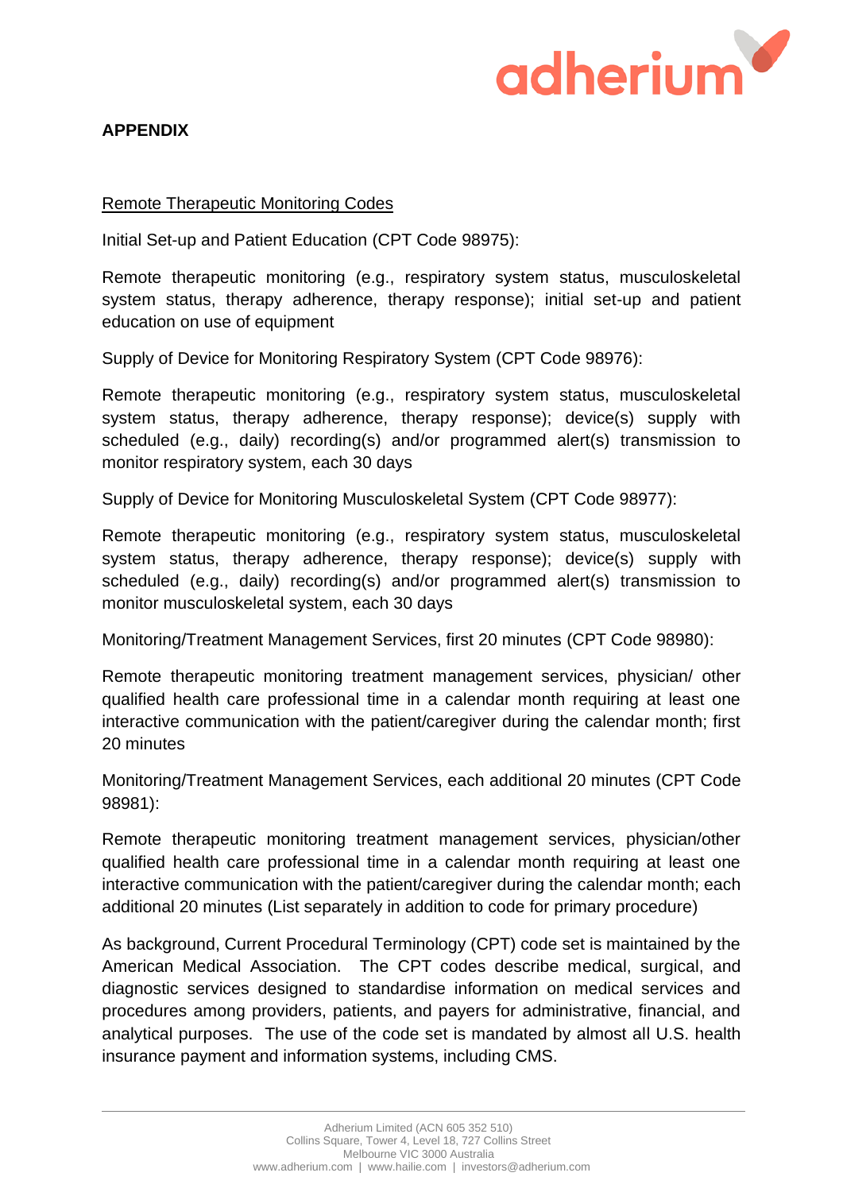**APPENDIX**

Remote Therapeutic Monitoring Codes

Initial Set-up and Patient Education (CPT Code 98975):

Remote therapeutic monitoring (e.g., respiratory system status, musculoskeletal system status, therapy adherence, therapy response); initial set-up and patient education on use of equipment

Supply of Device for Monitoring Respiratory System (CPT Code 98976):

Remote therapeutic monitoring (e.g., respiratory system status, musculoskeletal system status, therapy adherence, therapy response); device(s) supply with scheduled (e.g., daily) recording(s) and/or programmed alert(s) transmission to monitor respiratory system, each 30 days

Supply of Device for Monitoring Musculoskeletal System (CPT Code 98977):

Remote therapeutic monitoring (e.g., respiratory system status, musculoskeletal system status, therapy adherence, therapy response); device(s) supply with scheduled (e.g., daily) recording(s) and/or programmed alert(s) transmission to monitor musculoskeletal system, each 30 days

Monitoring/Treatment Management Services, first 20 minutes (CPT Code 98980):

Remote therapeutic monitoring treatment management services, physician/ other qualified health care professional time in a calendar month requiring at least one interactive communication with the patient/caregiver during the calendar month; first 20 minutes

Monitoring/Treatment Management Services, each additional 20 minutes (CPT Code 98981):

Remote therapeutic monitoring treatment management services, physician/other qualified health care professional time in a calendar month requiring at least one interactive communication with the patient/caregiver during the calendar month; each additional 20 minutes (List separately in addition to code for primary procedure)

As background, Current Procedural Terminology (CPT) code set is maintained by the American Medical Association. The CPT codes describe medical, surgical, and diagnostic services designed to standardise information on medical services and procedures among providers, patients, and payers for administrative, financial, and analytical purposes. The use of the code set is mandated by almost all U.S. health insurance payment and information systems, including CMS.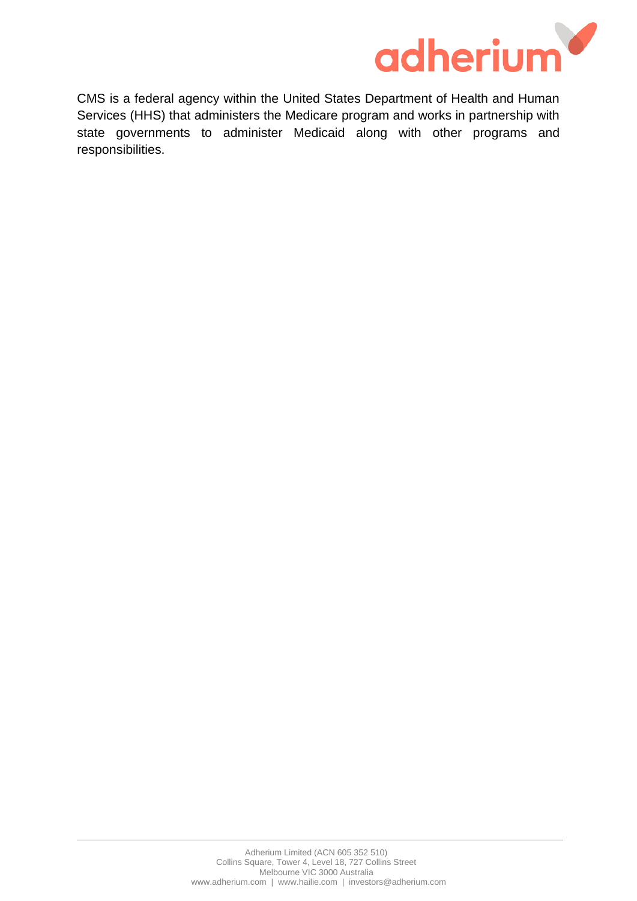CMS is a federal agency within the United States Department of Health and Human Services (HHS) that administers the Medicare program and works in partnership with state governments to administer Medicaid along with other programs and responsibilities.